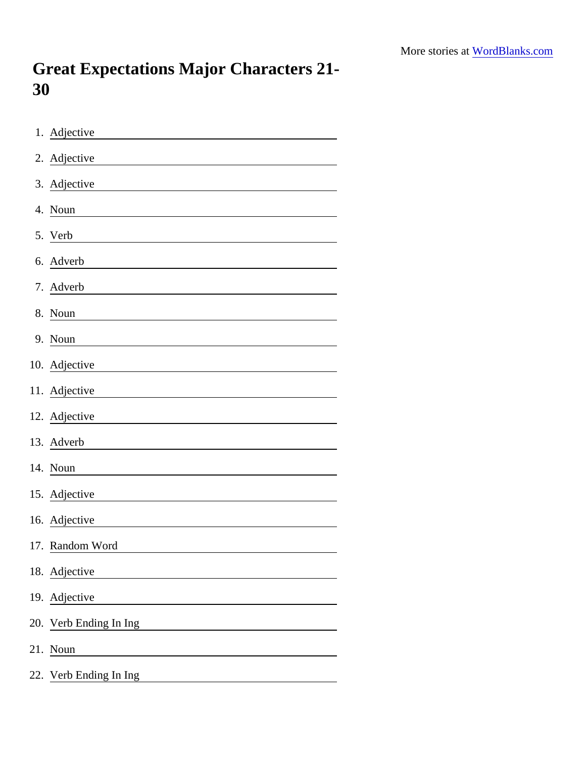More stories at WordBlanks.com

# Great Expectations Major Characters 21-30

1. Adjective \_\_\_\_\_\_\_\_\_\_\_\_\_\_\_\_
2. Adjective \_\_\_\_\_\_\_\_\_\_\_\_\_\_\_\_
3. Adjective \_\_\_\_\_\_\_\_\_\_\_\_\_\_\_\_
4. Noun \_\_\_\_\_\_\_\_\_\_\_\_\_\_\_\_
5. Verb \_\_\_\_\_\_\_\_\_\_\_\_\_\_\_\_
6. Adverb \_\_\_\_\_\_\_\_\_\_\_\_\_\_\_\_
7. Adverb \_\_\_\_\_\_\_\_\_\_\_\_\_\_\_\_
8. Noun \_\_\_\_\_\_\_\_\_\_\_\_\_\_\_\_
9. Noun \_\_\_\_\_\_\_\_\_\_\_\_\_\_\_\_
10. Adjective \_\_\_\_\_\_\_\_\_\_\_\_\_\_\_\_
11. Adjective \_\_\_\_\_\_\_\_\_\_\_\_\_\_\_\_
12. Adjective \_\_\_\_\_\_\_\_\_\_\_\_\_\_\_\_
13. Adverb \_\_\_\_\_\_\_\_\_\_\_\_\_\_\_\_
14. Noun \_\_\_\_\_\_\_\_\_\_\_\_\_\_\_\_
15. Adjective \_\_\_\_\_\_\_\_\_\_\_\_\_\_\_\_
16. Adjective \_\_\_\_\_\_\_\_\_\_\_\_\_\_\_\_
17. Random Word \_\_\_\_\_\_\_\_\_\_\_\_\_\_\_\_
18. Adjective \_\_\_\_\_\_\_\_\_\_\_\_\_\_\_\_
19. Adjective \_\_\_\_\_\_\_\_\_\_\_\_\_\_\_\_
20. Verb Ending In Ing \_\_\_\_\_\_\_\_\_\_\_\_\_\_\_\_
21. Noun \_\_\_\_\_\_\_\_\_\_\_\_\_\_\_\_
22. Verb Ending In Ing \_\_\_\_\_\_\_\_\_\_\_\_\_\_\_\_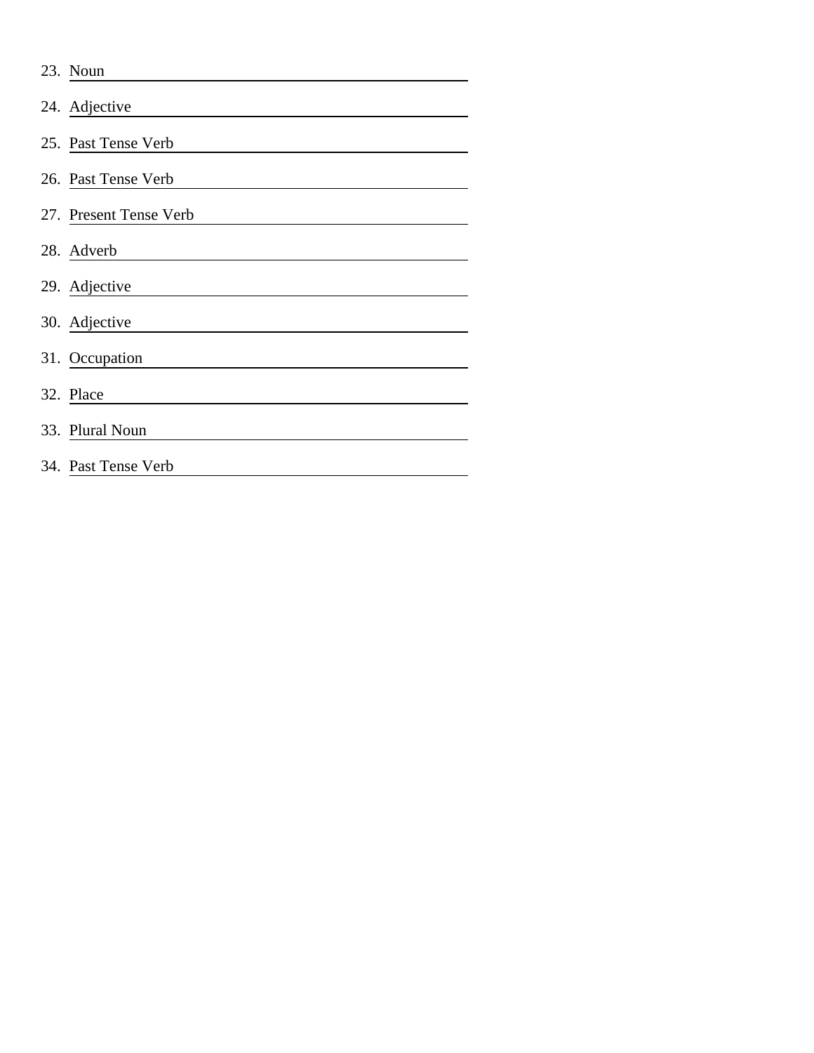23. Noun \_\_\_\_\_\_\_\_\_\_\_\_\_\_\_\_\_\_\_\_\_\_\_\_\_\_\_\_\_\_\_\_\_\_\_\_\_\_\_\_

24. Adjective \_\_\_\_\_\_\_\_\_\_\_\_\_\_\_\_\_\_\_\_\_\_\_\_\_\_\_\_\_\_\_\_\_\_\_\_\_\_\_\_

25. Past Tense Verb \_\_\_\_\_\_\_\_\_\_\_\_\_\_\_\_\_\_\_\_\_\_\_\_\_\_\_\_\_\_\_\_\_\_\_\_\_\_\_\_

26. Past Tense Verb \_\_\_\_\_\_\_\_\_\_\_\_\_\_\_\_\_\_\_\_\_\_\_\_\_\_\_\_\_\_\_\_\_\_\_\_\_\_\_\_

27. Present Tense Verb \_\_\_\_\_\_\_\_\_\_\_\_\_\_\_\_\_\_\_\_\_\_\_\_\_\_\_\_\_\_\_\_\_\_\_\_\_\_\_\_

28. Adverb \_\_\_\_\_\_\_\_\_\_\_\_\_\_\_\_\_\_\_\_\_\_\_\_\_\_\_\_\_\_\_\_\_\_\_\_\_\_\_\_

29. Adjective \_\_\_\_\_\_\_\_\_\_\_\_\_\_\_\_\_\_\_\_\_\_\_\_\_\_\_\_\_\_\_\_\_\_\_\_\_\_\_\_

30. Adjective \_\_\_\_\_\_\_\_\_\_\_\_\_\_\_\_\_\_\_\_\_\_\_\_\_\_\_\_\_\_\_\_\_\_\_\_\_\_\_\_

31. Occupation \_\_\_\_\_\_\_\_\_\_\_\_\_\_\_\_\_\_\_\_\_\_\_\_\_\_\_\_\_\_\_\_\_\_\_\_\_\_\_\_

32. Place \_\_\_\_\_\_\_\_\_\_\_\_\_\_\_\_\_\_\_\_\_\_\_\_\_\_\_\_\_\_\_\_\_\_\_\_\_\_\_\_

33. Plural Noun \_\_\_\_\_\_\_\_\_\_\_\_\_\_\_\_\_\_\_\_\_\_\_\_\_\_\_\_\_\_\_\_\_\_\_\_\_\_\_\_

34. Past Tense Verb \_\_\_\_\_\_\_\_\_\_\_\_\_\_\_\_\_\_\_\_\_\_\_\_\_\_\_\_\_\_\_\_\_\_\_\_\_\_\_\_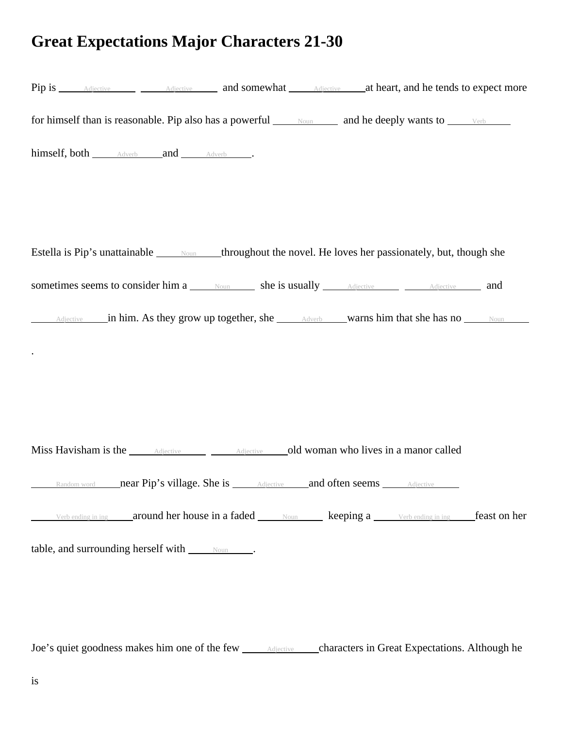# Great Expectations Major Characters 21-30

Pip is \_\_\_\_Adjective\_\_\_\_ \_\_\_\_Adjective\_\_\_\_ and somewhat \_\_\_\_Adjective\_\_\_\_ at heart, and he tends to expect more for himself than is reasonable. Pip also has a powerful \_\_\_\_Noun\_\_\_\_ and he deeply wants to \_\_\_\_Verb\_\_\_\_ himself, both \_\_\_\_Adverb\_\_\_\_ and \_\_\_\_Adverb\_\_\_\_.

Estella is Pip's unattainable \_\_\_\_Noun\_\_\_\_ throughout the novel. He loves her passionately, but, though she sometimes seems to consider him a \_\_\_\_Noun\_\_\_\_ she is usually \_\_\_\_Adjective\_\_\_\_ \_\_\_\_Adjective\_\_\_\_ and \_\_\_\_Adjective\_\_\_\_ in him. As they grow up together, she \_\_\_\_Adverb\_\_\_\_ warns him that she has no \_\_\_\_Noun\_\_\_\_ .

Miss Havisham is the \_\_\_\_Adjective\_\_\_\_ \_\_\_\_Adjective\_\_\_\_ old woman who lives in a manor called \_\_\_\_Random word\_\_\_\_ near Pip's village. She is \_\_\_\_Adjective\_\_\_\_ and often seems \_\_\_\_Adjective\_\_\_\_ \_\_\_\_Verb ending in ing\_\_\_\_ around her house in a faded \_\_\_\_Noun\_\_\_\_ keeping a \_\_\_\_Verb ending in ing\_\_\_\_ feast on her table, and surrounding herself with \_\_\_\_Noun\_\_\_\_.

Joe's quiet goodness makes him one of the few \_\_\_\_Adjective\_\_\_\_ characters in Great Expectations. Although he is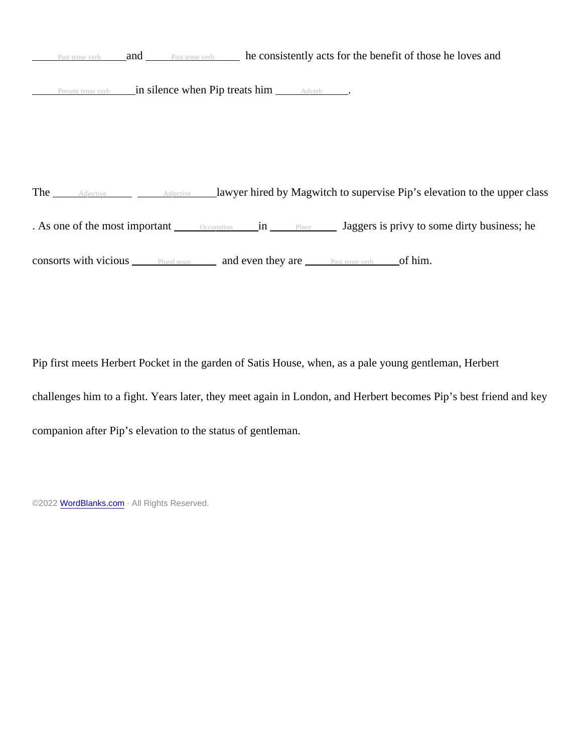\_\_\_\_\_Past tense verb\_\_\_\_\_ and \_\_\_\_\_Past tense verb\_\_\_\_\_ he consistently acts for the benefit of those he loves and \_\_\_\_\_Present tense verb\_\_\_\_\_ in silence when Pip treats him \_\_\_\_\_Adverb\_\_\_\_\_.

The \_\_\_\_\_Adjective\_\_\_\_\_ \_\_\_\_\_Adjective\_\_\_\_\_ lawyer hired by Magwitch to supervise Pip's elevation to the upper class . As one of the most important \_\_\_\_\_Occupation\_\_\_\_\_ in \_\_\_\_\_Place\_\_\_\_\_ Jaggers is privy to some dirty business; he consorts with vicious \_\_\_\_\_Plural noun\_\_\_\_\_ and even they are \_\_\_\_\_Past tense verb\_\_\_\_\_ of him.

Pip first meets Herbert Pocket in the garden of Satis House, when, as a pale young gentleman, Herbert challenges him to a fight. Years later, they meet again in London, and Herbert becomes Pip's best friend and key companion after Pip's elevation to the status of gentleman.

©2022 WordBlanks.com · All Rights Reserved.